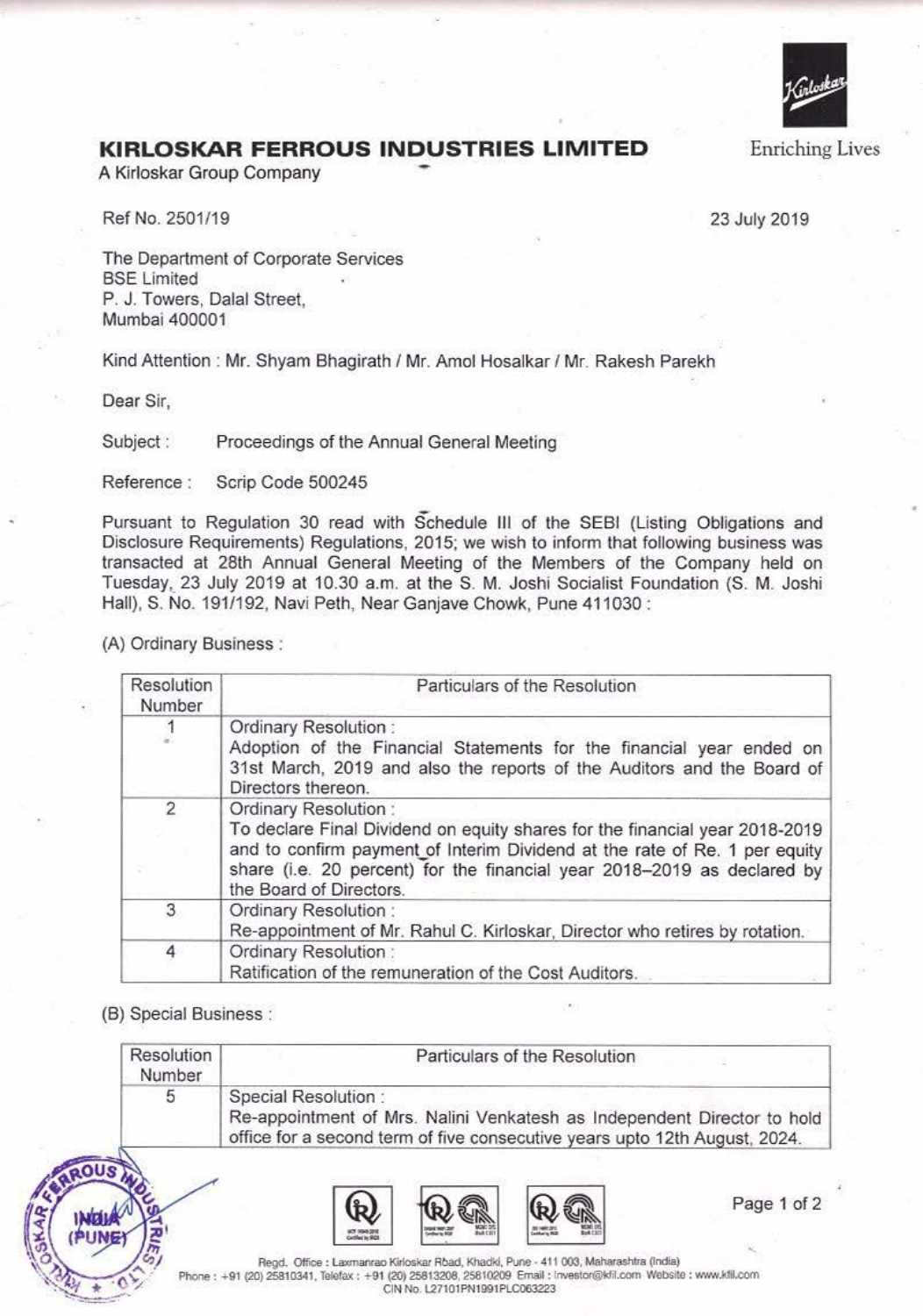# KIRLOSKAR FERROUS INDUSTRIES LIMITED

A Kirloskar Group Company

Enriching Lives

Ref No. 2501/19

23 July 2019

The Department of Corporate Services
BSE Limited
P. J. Towers, Dalal Street,
Mumbai 400001

Kind Attention : Mr. Shyam Bhagirath / Mr. Amol Hosalkar / Mr. Rakesh Parekh

Dear Sir,

Subject : Proceedings of the Annual General Meeting

Reference : Scrip Code 500245

Pursuant to Regulation 30 read with Schedule III of the SEBI (Listing Obligations and Disclosure Requirements) Regulations, 2015; we wish to inform that following business was transacted at 28th Annual General Meeting of the Members of the Company held on Tuesday, 23 July 2019 at 10.30 a.m. at the S. M. Joshi Socialist Foundation (S. M. Joshi Hall), S. No. 191/192, Navi Peth, Near Ganjave Chowk, Pune 411030 :

(A) Ordinary Business :

| Resolution Number | Particulars of the Resolution |
|---|---|
| 1 | Ordinary Resolution : Adoption of the Financial Statements for the financial year ended on 31st March, 2019 and also the reports of the Auditors and the Board of Directors thereon. |
| 2 | Ordinary Resolution : To declare Final Dividend on equity shares for the financial year 2018-2019 and to confirm payment of Interim Dividend at the rate of Re. 1 per equity share (i.e. 20 percent) for the financial year 2018–2019 as declared by the Board of Directors. |
| 3 | Ordinary Resolution : Re-appointment of Mr. Rahul C. Kirloskar, Director who retires by rotation. |
| 4 | Ordinary Resolution : Ratification of the remuneration of the Cost Auditors. |

(B) Special Business :

| Resolution Number | Particulars of the Resolution |
|---|---|
| 5 | Special Resolution : Re-appointment of Mrs. Nalini Venkatesh as Independent Director to hold office for a second term of five consecutive years upto 12th August, 2024. |

Regd. Office : Laxmanrao Kirloskar Road, Khadki, Pune - 411 003, Maharashtra (India)
Phone : +91 (20) 25810341, Telefax : +91 (20) 25813208, 25810209 Email : investor@kfil.com Website : www.kfil.com
CIN No. L27101PN1991PLC063223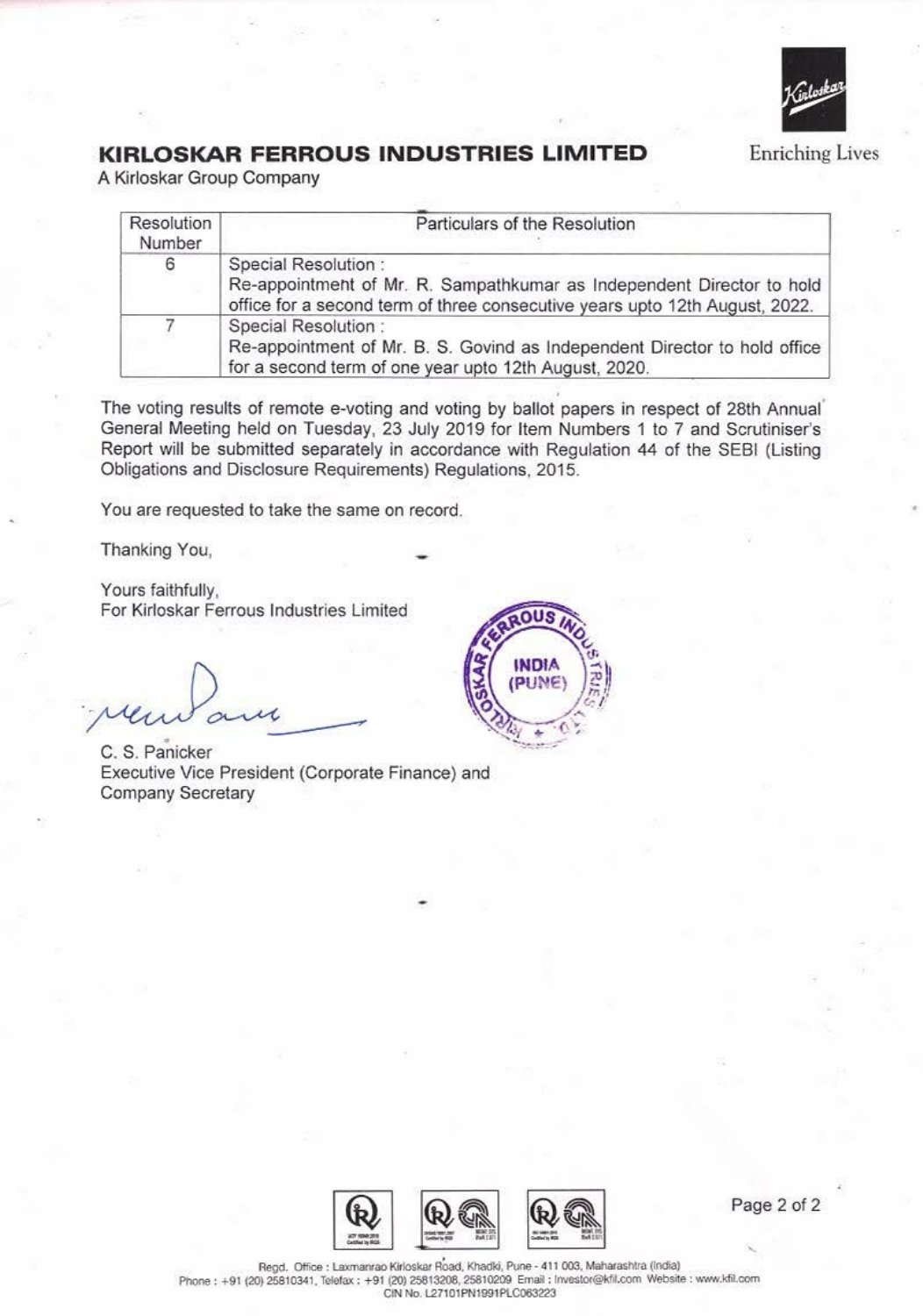# KIRLOSKAR FERROUS INDUSTRIES LIMITED

A Kirloskar Group Company

Enriching Lives

| Resolution Number | Particulars of the Resolution |
| --- | --- |
| 6 | Special Resolution : Re-appointment of Mr. R. Sampathkumar as Independent Director to hold office for a second term of three consecutive years upto 12th August, 2022. |
| 7 | Special Resolution : Re-appointment of Mr. B. S. Govind as Independent Director to hold office for a second term of one year upto 12th August, 2020. |

The voting results of remote e-voting and voting by ballot papers in respect of 28th Annual General Meeting held on Tuesday, 23 July 2019 for Item Numbers 1 to 7 and Scrutiniser's Report will be submitted separately in accordance with Regulation 44 of the SEBI (Listing Obligations and Disclosure Requirements) Regulations, 2015.

You are requested to take the same on record.

Thanking You,

Yours faithfully,
For Kirloskar Ferrous Industries Limited

C. S. Panicker
Executive Vice President (Corporate Finance) and
Company Secretary

Regd. Office : Laxmanrao Kirloskar Road, Khadki, Pune - 411 003, Maharashtra (India)
Phone : +91 (20) 25810341, Telefax : +91 (20) 25813208, 25810209 Email : investor@kfil.com Website : www.kfil.com
CIN No. L27101PN1991PLC063223